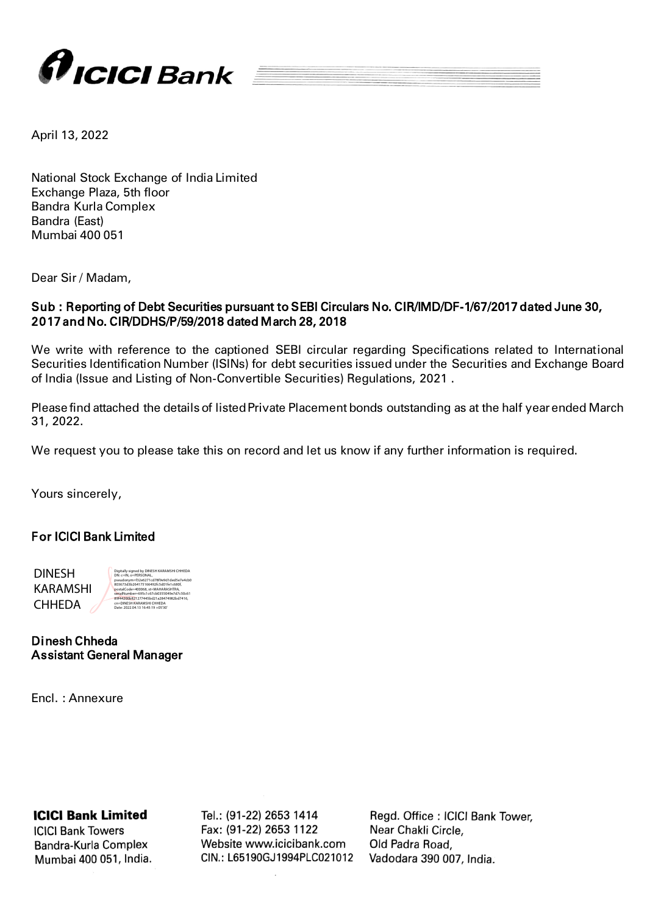April 13, 2022

National Stock Exchange of India Limited
Exchange Plaza, 5th floor
Bandra Kurla Complex
Bandra (East)
Mumbai 400 051

Dear Sir / Madam,

**Sub : Reporting of Debt Securities pursuant to SEBI Circulars No. CIR/IMD/DF-1/67/2017 dated June 30, 2017 and No. CIR/DDHS/P/59/2018 dated March 28, 2018**

We write with reference to the captioned SEBI circular regarding Specifications related to International Securities Identification Number (ISINs) for debt securities issued under the Securities and Exchange Board of India (Issue and Listing of Non-Convertible Securities) Regulations, 2021 .

Please find attached the details of listed Private Placement bonds outstanding as at the half year ended March 31, 2022.

We request you to please take this on record and let us know if any further information is required.

Yours sincerely,

**For ICICI Bank Limited**

DINESH KARAMSHI CHHEDA

Digitally signed by DINESH KARAMSHI CHHEDA
DN: c=IN, o=PERSONAL, pseudonym=f32e6271cd78f9e9d1ded5e7e4cb0803673d3b264175166492fc5d01fe1c680f, postalCode=400068, st=MAHARASHTRA, serialNumber=695c1c67cb0355049e7d7c50c6189f44260bb212774 45bd21a28474982bd7416, cn=DINESH KARAMSHI CHHEDA
Date: 2022.04.13 16:45:19 +05'30'

**Dinesh Chheda**
**Assistant General Manager**

Encl. : Annexure

**ICICI Bank Limited**
ICICI Bank Towers
Bandra-Kurla Complex
Mumbai 400 051, India.

Tel.: (91-22) 2653 1414
Fax: (91-22) 2653 1122
Website www.icicibank.com
CIN.: L65190GJ1994PLC021012

Regd. Office : ICICI Bank Tower,
Near Chakli Circle,
Old Padra Road,
Vadodara 390 007, India.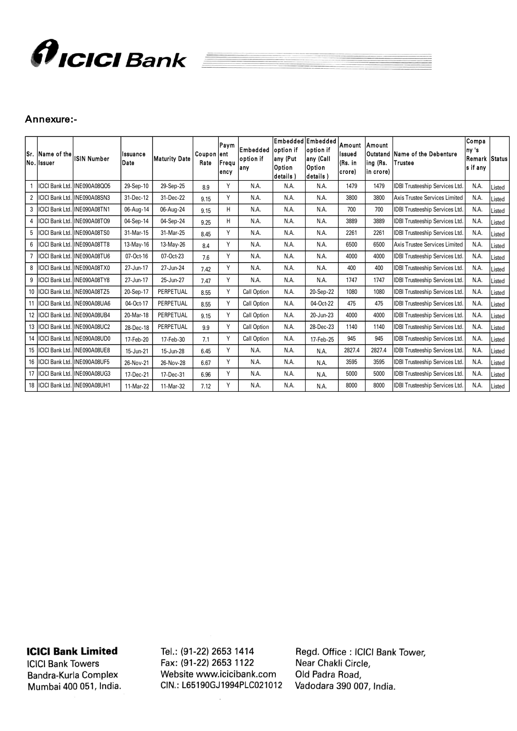Annexure:-

| Sr. No. | Name of the Issuer | ISIN Number | Issuance Date | Maturity Date | Coupon Rate | Payment Frequency | Embedded option if any | Embedded option if any (Put Option details ) | Embedded option if any (Call Option details ) | Amount Issued (Rs. in crore) | Amount Outstanding (Rs. in crore) | Name of the Debenture Trustee | Company 's Remarks if any | Status |
|---|---|---|---|---|---|---|---|---|---|---|---|---|---|---|
| 1 | ICICI Bank Ltd. | INE090A08QO5 | 29-Sep-10 | 29-Sep-25 | 8.9 | Y | N.A. | N.A. | N.A. | 1479 | 1479 | IDBI Trusteeship Services Ltd. | N.A. | Listed |
| 2 | ICICI Bank Ltd. | INE090A08SN3 | 31-Dec-12 | 31-Dec-22 | 9.15 | Y | N.A. | N.A. | N.A. | 3800 | 3800 | Axis Trustee Services Limited | N.A. | Listed |
| 3 | ICICI Bank Ltd. | INE090A08TN1 | 06-Aug-14 | 06-Aug-24 | 9.15 | H | N.A. | N.A. | N.A. | 700 | 700 | IDBI Trusteeship Services Ltd. | N.A. | Listed |
| 4 | ICICI Bank Ltd. | INE090A08TO9 | 04-Sep-14 | 04-Sep-24 | 9.25 | H | N.A. | N.A. | N.A. | 3889 | 3889 | IDBI Trusteeship Services Ltd. | N.A. | Listed |
| 5 | ICICI Bank Ltd. | INE090A08TS0 | 31-Mar-15 | 31-Mar-25 | 8.45 | Y | N.A. | N.A. | N.A. | 2261 | 2261 | IDBI Trusteeship Services Ltd. | N.A. | Listed |
| 6 | ICICI Bank Ltd. | INE090A08TT8 | 13-May-16 | 13-May-26 | 8.4 | Y | N.A. | N.A. | N.A. | 6500 | 6500 | Axis Trustee Services Limited | N.A. | Listed |
| 7 | ICICI Bank Ltd. | INE090A08TU6 | 07-Oct-16 | 07-Oct-23 | 7.6 | Y | N.A. | N.A. | N.A. | 4000 | 4000 | IDBI Trusteeship Services Ltd. | N.A. | Listed |
| 8 | ICICI Bank Ltd. | INE090A08TX0 | 27-Jun-17 | 27-Jun-24 | 7.42 | Y | N.A. | N.A. | N.A. | 400 | 400 | IDBI Trusteeship Services Ltd. | N.A. | Listed |
| 9 | ICICI Bank Ltd. | INE090A08TY8 | 27-Jun-17 | 25-Jun-27 | 7.47 | Y | N.A. | N.A. | N.A. | 1747 | 1747 | IDBI Trusteeship Services Ltd. | N.A. | Listed |
| 10 | ICICI Bank Ltd. | INE090A08TZ5 | 20-Sep-17 | PERPETUAL | 8.55 | Y | Call Option | N.A. | 20-Sep-22 | 1080 | 1080 | IDBI Trusteeship Services Ltd. | N.A. | Listed |
| 11 | ICICI Bank Ltd. | INE090A08UA6 | 04-Oct-17 | PERPETUAL | 8.55 | Y | Call Option | N.A. | 04-Oct-22 | 475 | 475 | IDBI Trusteeship Services Ltd. | N.A. | Listed |
| 12 | ICICI Bank Ltd. | INE090A08UB4 | 20-Mar-18 | PERPETUAL | 9.15 | Y | Call Option | N.A. | 20-Jun-23 | 4000 | 4000 | IDBI Trusteeship Services Ltd. | N.A. | Listed |
| 13 | ICICI Bank Ltd. | INE090A08UC2 | 28-Dec-18 | PERPETUAL | 9.9 | Y | Call Option | N.A. | 28-Dec-23 | 1140 | 1140 | IDBI Trusteeship Services Ltd. | N.A. | Listed |
| 14 | ICICI Bank Ltd. | INE090A08UD0 | 17-Feb-20 | 17-Feb-30 | 7.1 | Y | Call Option | N.A. | 17-Feb-25 | 945 | 945 | IDBI Trusteeship Services Ltd. | N.A. | Listed |
| 15 | ICICI Bank Ltd. | INE090A08UE8 | 15-Jun-21 | 15-Jun-28 | 6.45 | Y | N.A. | N.A. | N.A. | 2827.4 | 2827.4 | IDBI Trusteeship Services Ltd. | N.A. | Listed |
| 16 | ICICI Bank Ltd. | INE090A08UF5 | 26-Nov-21 | 26-Nov-28 | 6.67 | Y | N.A. | N.A. | N.A. | 3595 | 3595 | IDBI Trusteeship Services Ltd. | N.A. | Listed |
| 17 | ICICI Bank Ltd. | INE090A08UG3 | 17-Dec-21 | 17-Dec-31 | 6.96 | Y | N.A. | N.A. | N.A. | 5000 | 5000 | IDBI Trusteeship Services Ltd. | N.A. | Listed |
| 18 | ICICI Bank Ltd. | INE090A08UH1 | 11-Mar-22 | 11-Mar-32 | 7.12 | Y | N.A. | N.A. | N.A. | 8000 | 8000 | IDBI Trusteeship Services Ltd. | N.A. | Listed |

**ICICI Bank Limited**
ICICI Bank Towers
Bandra-Kurla Complex
Mumbai 400 051, India.

Tel.: (91-22) 2653 1414
Fax: (91-22) 2653 1122
Website www.icicibank.com
CIN.: L65190GJ1994PLC021012

Regd. Office : ICICI Bank Tower,
Near Chakli Circle,
Old Padra Road,
Vadodara 390 007, India.